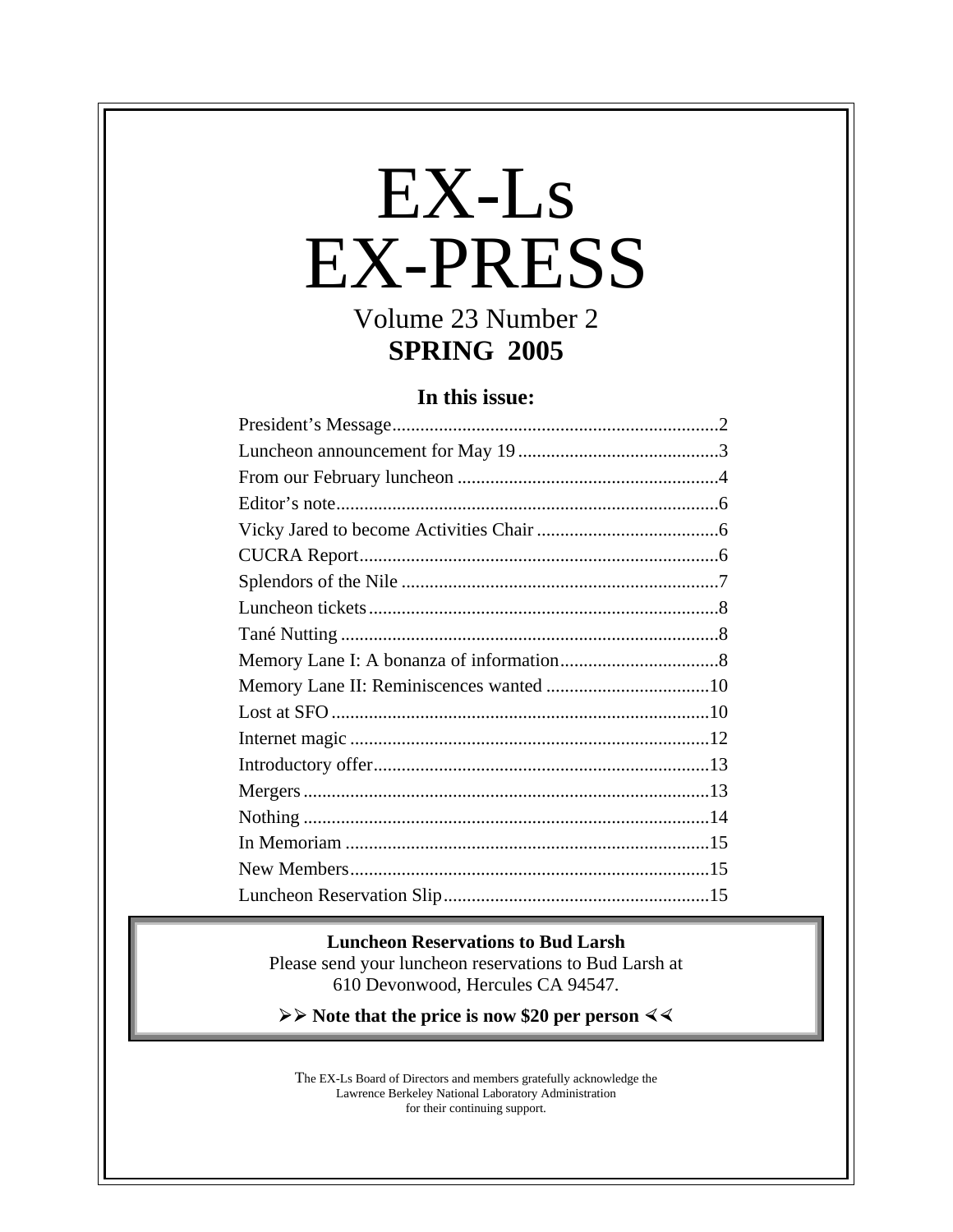# EX-Ls EX-PRESS

Volume 23 Number 2

**SPRING 2005**

### In this issue:

| | |
|---|---|
| President's Message | 2 |
| Luncheon announcement for May 19 | 3 |
| From our February luncheon | 4 |
| Editor's note | 6 |
| Vicky Jared to become Activities Chair | 6 |
| CUCRA Report | 6 |
| Splendors of the Nile | 7 |
| Luncheon tickets | 8 |
| Tané Nutting | 8 |
| Memory Lane I: A bonanza of information | 8 |
| Memory Lane II: Reminiscences wanted | 10 |
| Lost at SFO | 10 |
| Internet magic | 12 |
| Introductory offer | 13 |
| Mergers | 13 |
| Nothing | 14 |
| In Memoriam | 15 |
| New Members | 15 |
| Luncheon Reservation Slip | 15 |

**Luncheon Reservations to Bud Larsh**

Please send your luncheon reservations to Bud Larsh at 610 Devonwood, Hercules CA 94547.

**➢➢ Note that the price is now $20 per person ∢∢**

The EX-Ls Board of Directors and members gratefully acknowledge the Lawrence Berkeley National Laboratory Administration for their continuing support.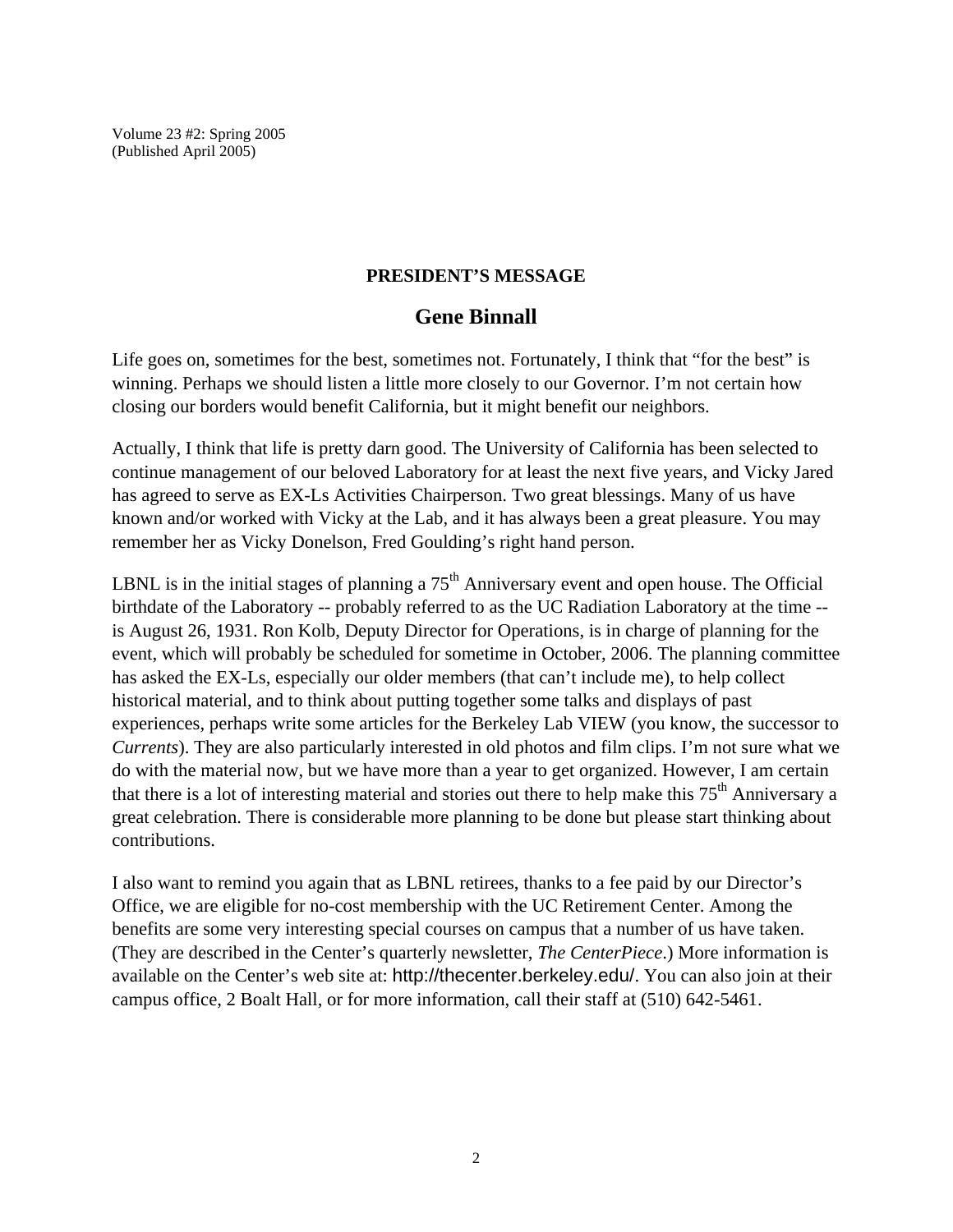Volume 23 #2: Spring 2005
(Published April 2005)

## PRESIDENT'S MESSAGE

### Gene Binnall

Life goes on, sometimes for the best, sometimes not. Fortunately, I think that "for the best" is winning. Perhaps we should listen a little more closely to our Governor. I'm not certain how closing our borders would benefit California, but it might benefit our neighbors.

Actually, I think that life is pretty darn good. The University of California has been selected to continue management of our beloved Laboratory for at least the next five years, and Vicky Jared has agreed to serve as EX-Ls Activities Chairperson. Two great blessings. Many of us have known and/or worked with Vicky at the Lab, and it has always been a great pleasure. You may remember her as Vicky Donelson, Fred Goulding's right hand person.

LBNL is in the initial stages of planning a 75th Anniversary event and open house. The Official birthdate of the Laboratory -- probably referred to as the UC Radiation Laboratory at the time -- is August 26, 1931. Ron Kolb, Deputy Director for Operations, is in charge of planning for the event, which will probably be scheduled for sometime in October, 2006. The planning committee has asked the EX-Ls, especially our older members (that can't include me), to help collect historical material, and to think about putting together some talks and displays of past experiences, perhaps write some articles for the Berkeley Lab VIEW (you know, the successor to *Currents*). They are also particularly interested in old photos and film clips. I'm not sure what we do with the material now, but we have more than a year to get organized. However, I am certain that there is a lot of interesting material and stories out there to help make this 75th Anniversary a great celebration. There is considerable more planning to be done but please start thinking about contributions.

I also want to remind you again that as LBNL retirees, thanks to a fee paid by our Director's Office, we are eligible for no-cost membership with the UC Retirement Center. Among the benefits are some very interesting special courses on campus that a number of us have taken. (They are described in the Center's quarterly newsletter, *The CenterPiece*.) More information is available on the Center's web site at: http://thecenter.berkeley.edu/. You can also join at their campus office, 2 Boalt Hall, or for more information, call their staff at (510) 642-5461.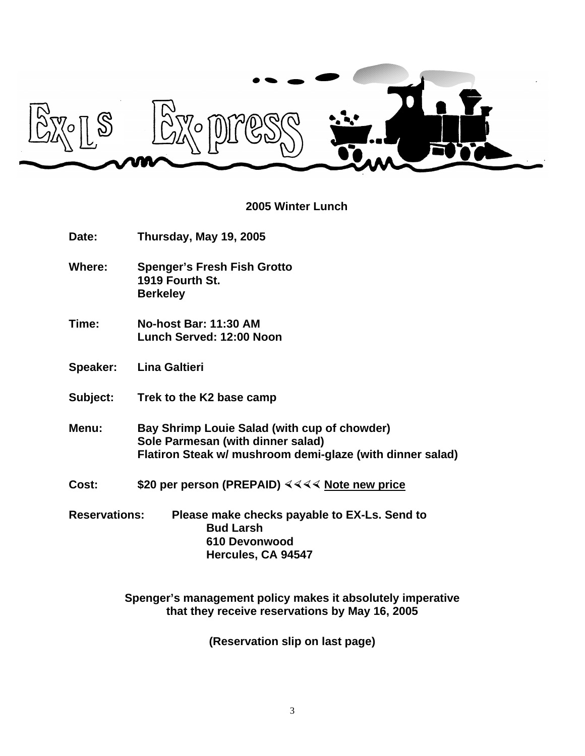# EX-Ls Ex-press

## 2005 Winter Lunch

**Date:** Thursday, May 19, 2005

**Where:** Spenger's Fresh Fish Grotto
1919 Fourth St.
Berkeley

**Time:** No-host Bar: 11:30 AM
Lunch Served: 12:00 Noon

**Speaker:** Lina Galtieri

**Subject:** Trek to the K2 base camp

**Menu:** Bay Shrimp Louie Salad (with cup of chowder)
Sole Parmesan (with dinner salad)
Flatiron Steak w/ mushroom demi-glaze (with dinner salad)

**Cost:** $20 per person (PREPAID) ⋞⋞⋞⋞ **Note new price**

**Reservations:** Please make checks payable to EX-Ls. Send to
Bud Larsh
610 Devonwood
Hercules, CA 94547

**Spenger's management policy makes it absolutely imperative that they receive reservations by May 16, 2005**

**(Reservation slip on last page)**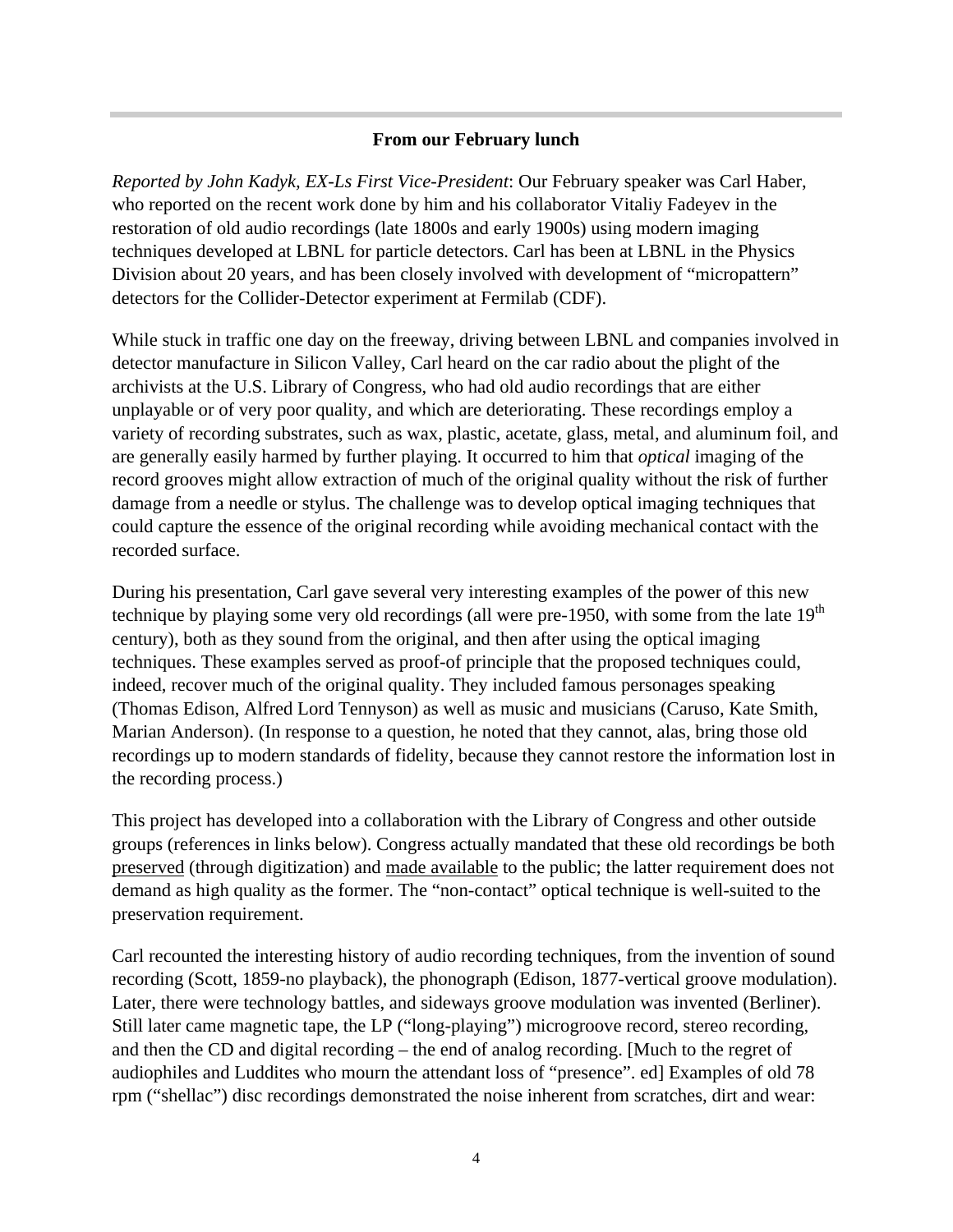### From our February lunch

*Reported by John Kadyk, EX-Ls First Vice-President*: Our February speaker was Carl Haber, who reported on the recent work done by him and his collaborator Vitaliy Fadeyev in the restoration of old audio recordings (late 1800s and early 1900s) using modern imaging techniques developed at LBNL for particle detectors. Carl has been at LBNL in the Physics Division about 20 years, and has been closely involved with development of "micropattern" detectors for the Collider-Detector experiment at Fermilab (CDF).

While stuck in traffic one day on the freeway, driving between LBNL and companies involved in detector manufacture in Silicon Valley, Carl heard on the car radio about the plight of the archivists at the U.S. Library of Congress, who had old audio recordings that are either unplayable or of very poor quality, and which are deteriorating. These recordings employ a variety of recording substrates, such as wax, plastic, acetate, glass, metal, and aluminum foil, and are generally easily harmed by further playing. It occurred to him that *optical* imaging of the record grooves might allow extraction of much of the original quality without the risk of further damage from a needle or stylus. The challenge was to develop optical imaging techniques that could capture the essence of the original recording while avoiding mechanical contact with the recorded surface.

During his presentation, Carl gave several very interesting examples of the power of this new technique by playing some very old recordings (all were pre-1950, with some from the late 19th century), both as they sound from the original, and then after using the optical imaging techniques. These examples served as proof-of principle that the proposed techniques could, indeed, recover much of the original quality. They included famous personages speaking (Thomas Edison, Alfred Lord Tennyson) as well as music and musicians (Caruso, Kate Smith, Marian Anderson). (In response to a question, he noted that they cannot, alas, bring those old recordings up to modern standards of fidelity, because they cannot restore the information lost in the recording process.)

This project has developed into a collaboration with the Library of Congress and other outside groups (references in links below). Congress actually mandated that these old recordings be both preserved (through digitization) and made available to the public; the latter requirement does not demand as high quality as the former. The "non-contact" optical technique is well-suited to the preservation requirement.

Carl recounted the interesting history of audio recording techniques, from the invention of sound recording (Scott, 1859-no playback), the phonograph (Edison, 1877-vertical groove modulation). Later, there were technology battles, and sideways groove modulation was invented (Berliner). Still later came magnetic tape, the LP ("long-playing") microgroove record, stereo recording, and then the CD and digital recording – the end of analog recording. [Much to the regret of audiophiles and Luddites who mourn the attendant loss of "presence". ed] Examples of old 78 rpm ("shellac") disc recordings demonstrated the noise inherent from scratches, dirt and wear: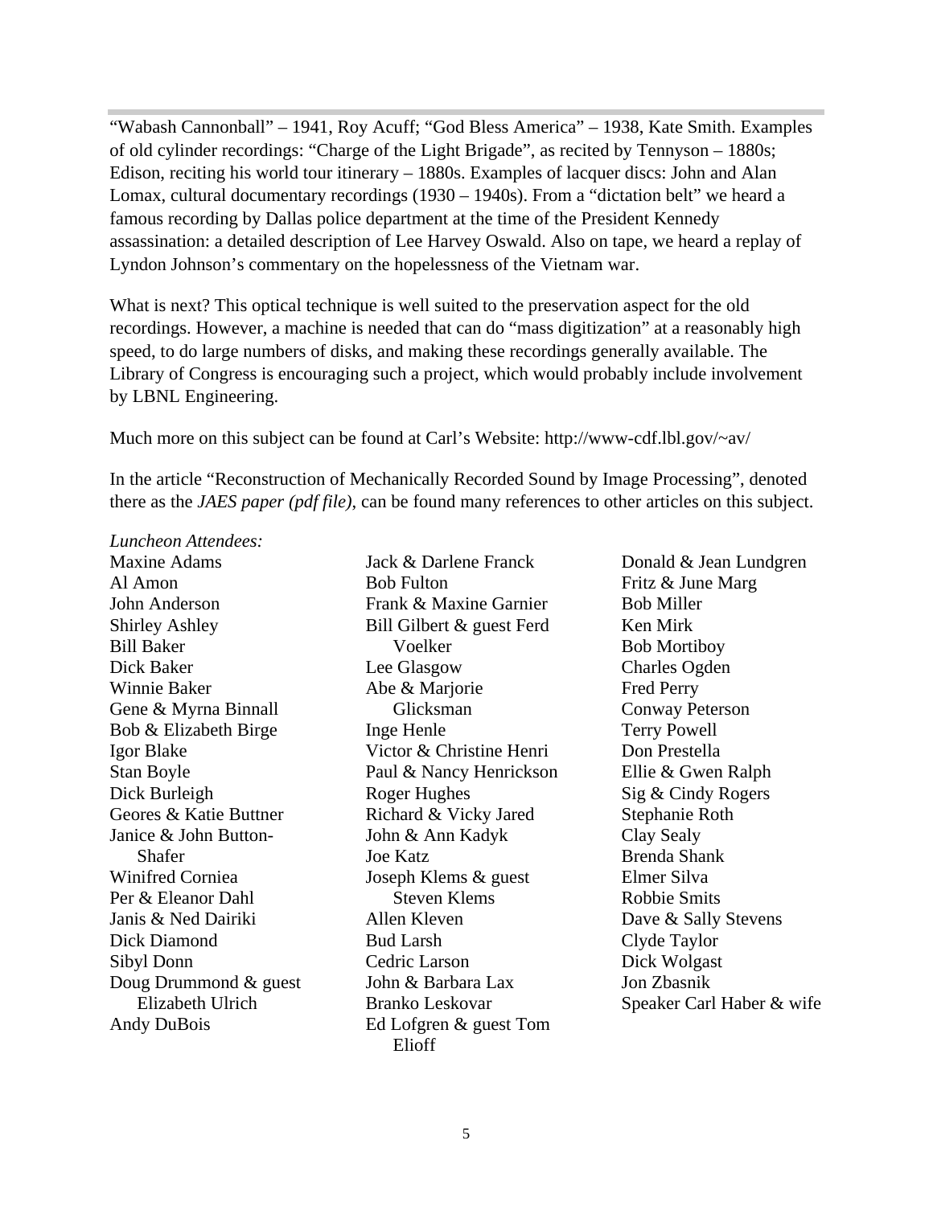"Wabash Cannonball" – 1941, Roy Acuff; "God Bless America" – 1938, Kate Smith. Examples of old cylinder recordings: "Charge of the Light Brigade", as recited by Tennyson – 1880s; Edison, reciting his world tour itinerary – 1880s. Examples of lacquer discs: John and Alan Lomax, cultural documentary recordings (1930 – 1940s). From a "dictation belt" we heard a famous recording by Dallas police department at the time of the President Kennedy assassination: a detailed description of Lee Harvey Oswald. Also on tape, we heard a replay of Lyndon Johnson's commentary on the hopelessness of the Vietnam war.

What is next? This optical technique is well suited to the preservation aspect for the old recordings. However, a machine is needed that can do "mass digitization" at a reasonably high speed, to do large numbers of disks, and making these recordings generally available. The Library of Congress is encouraging such a project, which would probably include involvement by LBNL Engineering.

Much more on this subject can be found at Carl's Website: http://www-cdf.lbl.gov/~av/

In the article "Reconstruction of Mechanically Recorded Sound by Image Processing", denoted there as the *JAES paper (pdf file)*, can be found many references to other articles on this subject.

*Luncheon Attendees:*

Maxine Adams
Al Amon
John Anderson
Shirley Ashley
Bill Baker
Dick Baker
Winnie Baker
Gene & Myrna Binnall
Bob & Elizabeth Birge
Igor Blake
Stan Boyle
Dick Burleigh
Geores & Katie Buttner
Janice & John Button-Shafer
Winifred Corniea
Per & Eleanor Dahl
Janis & Ned Dairiki
Dick Diamond
Sibyl Donn
Doug Drummond & guest Elizabeth Ulrich
Andy DuBois
Jack & Darlene Franck
Bob Fulton
Frank & Maxine Garnier
Bill Gilbert & guest Ferd Voelker
Lee Glasgow
Abe & Marjorie Glicksman
Inge Henle
Victor & Christine Henri
Paul & Nancy Henrickson
Roger Hughes
Richard & Vicky Jared
John & Ann Kadyk
Joe Katz
Joseph Klems & guest Steven Klems
Allen Kleven
Bud Larsh
Cedric Larson
John & Barbara Lax
Branko Leskovar
Ed Lofgren & guest Tom Elioff
Donald & Jean Lundgren
Fritz & June Marg
Bob Miller
Ken Mirk
Bob Mortiboy
Charles Ogden
Fred Perry
Conway Peterson
Terry Powell
Don Prestella
Ellie & Gwen Ralph
Sig & Cindy Rogers
Stephanie Roth
Clay Sealy
Brenda Shank
Elmer Silva
Robbie Smits
Dave & Sally Stevens
Clyde Taylor
Dick Wolgast
Jon Zbasnik
Speaker Carl Haber & wife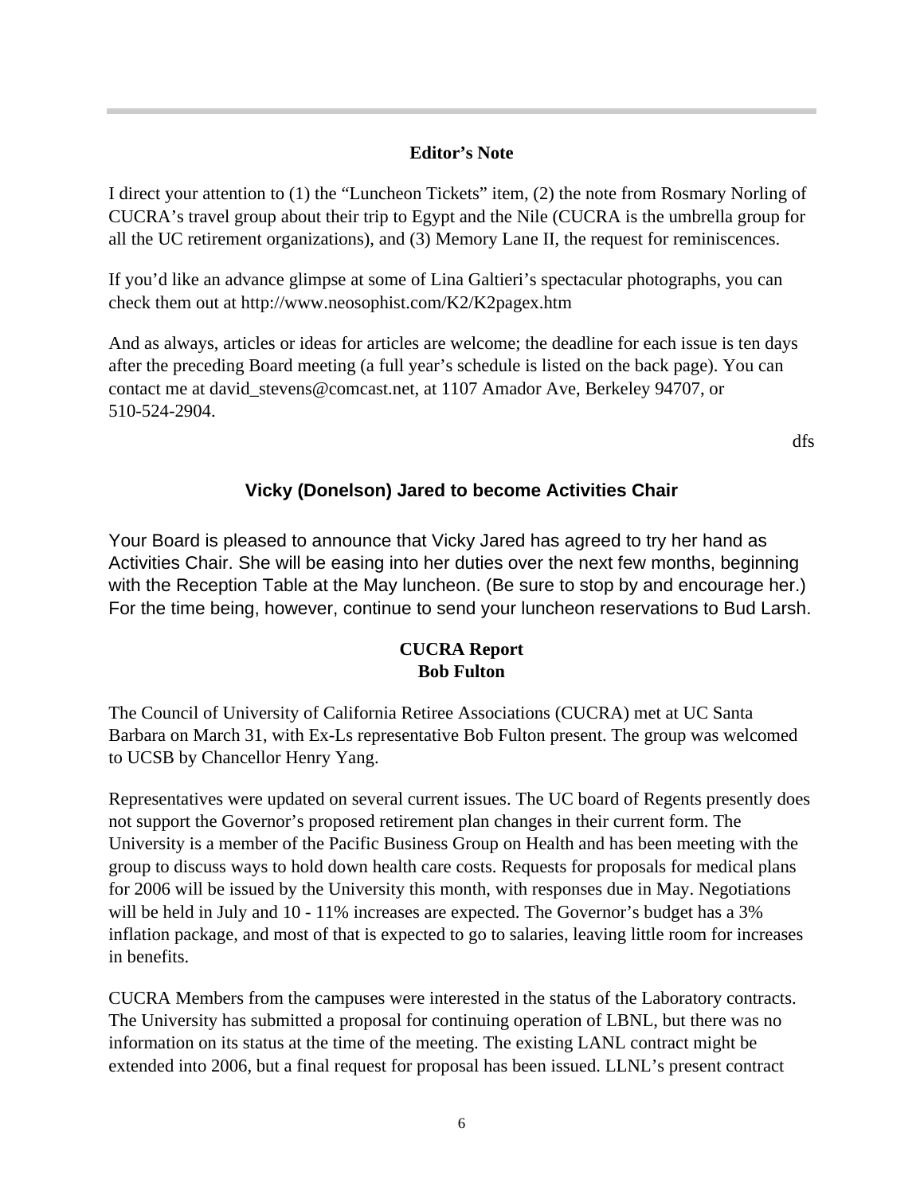## Editor's Note

I direct your attention to (1) the "Luncheon Tickets" item, (2) the note from Rosmary Norling of CUCRA's travel group about their trip to Egypt and the Nile (CUCRA is the umbrella group for all the UC retirement organizations), and (3) Memory Lane II, the request for reminiscences.

If you'd like an advance glimpse at some of Lina Galtieri's spectacular photographs, you can check them out at http://www.neosophist.com/K2/K2pagex.htm

And as always, articles or ideas for articles are welcome; the deadline for each issue is ten days after the preceding Board meeting (a full year's schedule is listed on the back page). You can contact me at david_stevens@comcast.net, at 1107 Amador Ave, Berkeley 94707, or 510-524-2904.

dfs

## Vicky (Donelson) Jared to become Activities Chair

Your Board is pleased to announce that Vicky Jared has agreed to try her hand as Activities Chair. She will be easing into her duties over the next few months, beginning with the Reception Table at the May luncheon. (Be sure to stop by and encourage her.) For the time being, however, continue to send your luncheon reservations to Bud Larsh.

## CUCRA Report
**Bob Fulton**

The Council of University of California Retiree Associations (CUCRA) met at UC Santa Barbara on March 31, with Ex-Ls representative Bob Fulton present. The group was welcomed to UCSB by Chancellor Henry Yang.

Representatives were updated on several current issues. The UC board of Regents presently does not support the Governor's proposed retirement plan changes in their current form. The University is a member of the Pacific Business Group on Health and has been meeting with the group to discuss ways to hold down health care costs. Requests for proposals for medical plans for 2006 will be issued by the University this month, with responses due in May. Negotiations will be held in July and 10 - 11% increases are expected. The Governor's budget has a 3% inflation package, and most of that is expected to go to salaries, leaving little room for increases in benefits.

CUCRA Members from the campuses were interested in the status of the Laboratory contracts. The University has submitted a proposal for continuing operation of LBNL, but there was no information on its status at the time of the meeting. The existing LANL contract might be extended into 2006, but a final request for proposal has been issued. LLNL's present contract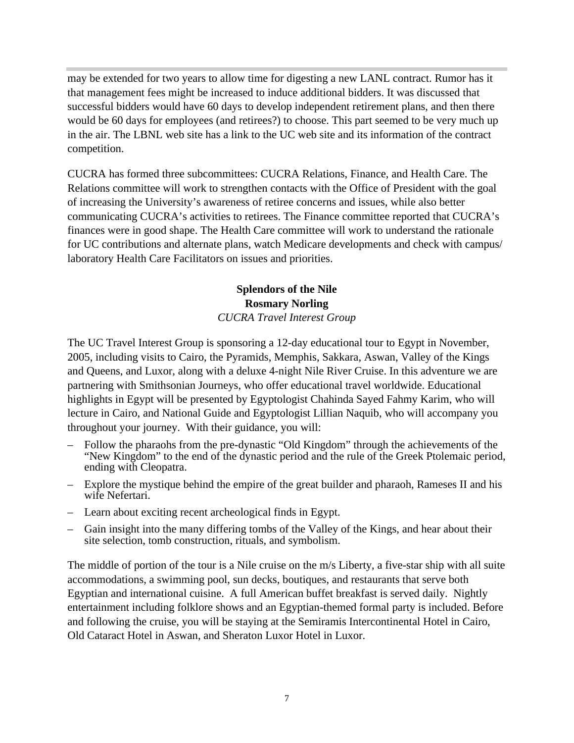may be extended for two years to allow time for digesting a new LANL contract. Rumor has it that management fees might be increased to induce additional bidders. It was discussed that successful bidders would have 60 days to develop independent retirement plans, and then there would be 60 days for employees (and retirees?) to choose. This part seemed to be very much up in the air. The LBNL web site has a link to the UC web site and its information of the contract competition.

CUCRA has formed three subcommittees: CUCRA Relations, Finance, and Health Care. The Relations committee will work to strengthen contacts with the Office of President with the goal of increasing the University's awareness of retiree concerns and issues, while also better communicating CUCRA's activities to retirees. The Finance committee reported that CUCRA's finances were in good shape. The Health Care committee will work to understand the rationale for UC contributions and alternate plans, watch Medicare developments and check with campus/ laboratory Health Care Facilitators on issues and priorities.

## Splendors of the Nile

**Rosmary Norling**

*CUCRA Travel Interest Group*

The UC Travel Interest Group is sponsoring a 12-day educational tour to Egypt in November, 2005, including visits to Cairo, the Pyramids, Memphis, Sakkara, Aswan, Valley of the Kings and Queens, and Luxor, along with a deluxe 4-night Nile River Cruise. In this adventure we are partnering with Smithsonian Journeys, who offer educational travel worldwide. Educational highlights in Egypt will be presented by Egyptologist Chahinda Sayed Fahmy Karim, who will lecture in Cairo, and National Guide and Egyptologist Lillian Naquib, who will accompany you throughout your journey. With their guidance, you will:

- Follow the pharaohs from the pre-dynastic "Old Kingdom" through the achievements of the "New Kingdom" to the end of the dynastic period and the rule of the Greek Ptolemaic period, ending with Cleopatra.
- Explore the mystique behind the empire of the great builder and pharaoh, Rameses II and his wife Nefertari.
- Learn about exciting recent archeological finds in Egypt.
- Gain insight into the many differing tombs of the Valley of the Kings, and hear about their site selection, tomb construction, rituals, and symbolism.

The middle of portion of the tour is a Nile cruise on the m/s Liberty, a five-star ship with all suite accommodations, a swimming pool, sun decks, boutiques, and restaurants that serve both Egyptian and international cuisine. A full American buffet breakfast is served daily. Nightly entertainment including folklore shows and an Egyptian-themed formal party is included. Before and following the cruise, you will be staying at the Semiramis Intercontinental Hotel in Cairo, Old Cataract Hotel in Aswan, and Sheraton Luxor Hotel in Luxor.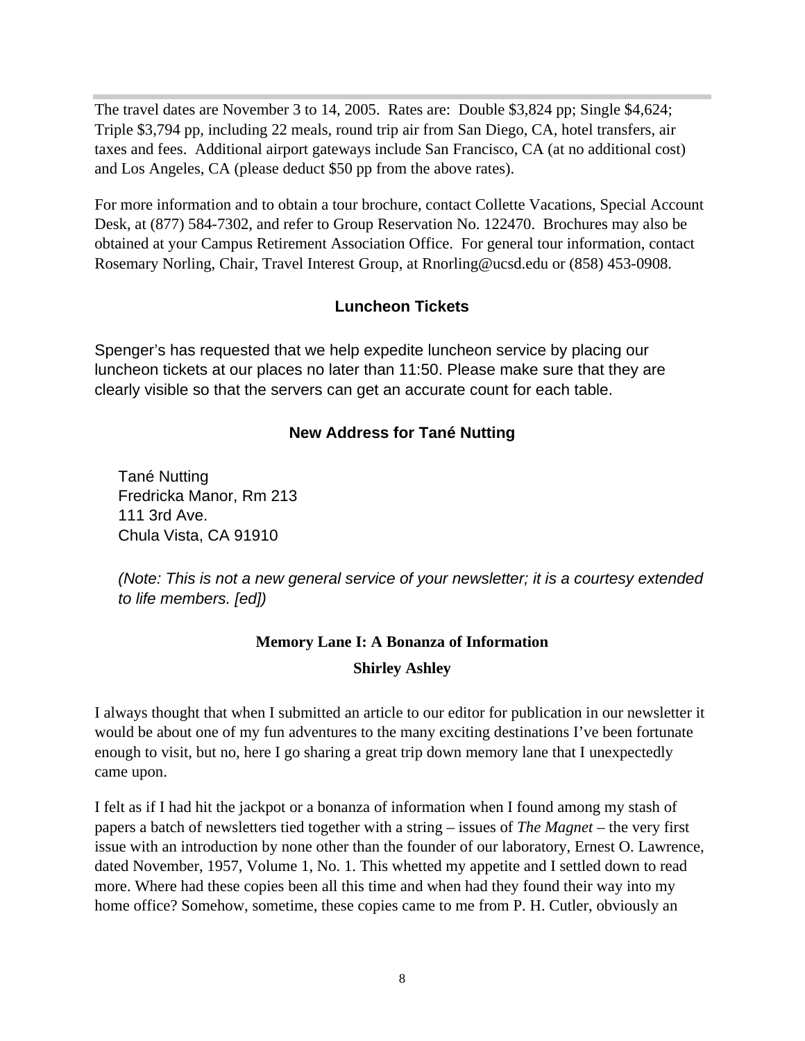The travel dates are November 3 to 14, 2005. Rates are: Double $3,824 pp; Single $4,624; Triple $3,794 pp, including 22 meals, round trip air from San Diego, CA, hotel transfers, air taxes and fees. Additional airport gateways include San Francisco, CA (at no additional cost) and Los Angeles, CA (please deduct $50 pp from the above rates).

For more information and to obtain a tour brochure, contact Collette Vacations, Special Account Desk, at (877) 584-7302, and refer to Group Reservation No. 122470. Brochures may also be obtained at your Campus Retirement Association Office. For general tour information, contact Rosemary Norling, Chair, Travel Interest Group, at Rnorling@ucsd.edu or (858) 453-0908.

### Luncheon Tickets

Spenger's has requested that we help expedite luncheon service by placing our luncheon tickets at our places no later than 11:50. Please make sure that they are clearly visible so that the servers can get an accurate count for each table.

### New Address for Tané Nutting

Tané Nutting
Fredricka Manor, Rm 213
111 3rd Ave.
Chula Vista, CA 91910

*(Note: This is not a new general service of your newsletter; it is a courtesy extended to life members. [ed])*

### Memory Lane I: A Bonanza of Information

**Shirley Ashley**

I always thought that when I submitted an article to our editor for publication in our newsletter it would be about one of my fun adventures to the many exciting destinations I've been fortunate enough to visit, but no, here I go sharing a great trip down memory lane that I unexpectedly came upon.

I felt as if I had hit the jackpot or a bonanza of information when I found among my stash of papers a batch of newsletters tied together with a string – issues of *The Magnet* – the very first issue with an introduction by none other than the founder of our laboratory, Ernest O. Lawrence, dated November, 1957, Volume 1, No. 1. This whetted my appetite and I settled down to read more. Where had these copies been all this time and when had they found their way into my home office? Somehow, sometime, these copies came to me from P. H. Cutler, obviously an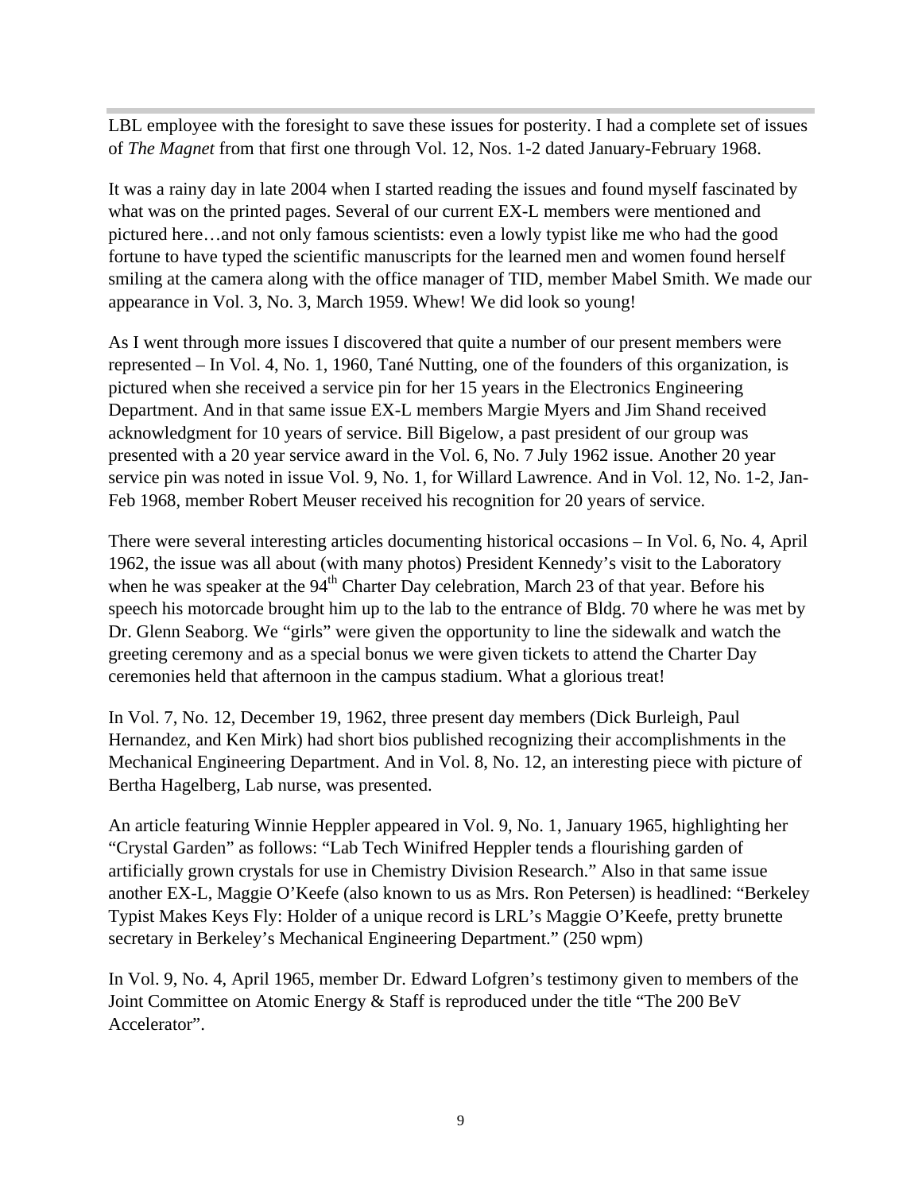LBL employee with the foresight to save these issues for posterity. I had a complete set of issues of *The Magnet* from that first one through Vol. 12, Nos. 1-2 dated January-February 1968.

It was a rainy day in late 2004 when I started reading the issues and found myself fascinated by what was on the printed pages. Several of our current EX-L members were mentioned and pictured here…and not only famous scientists: even a lowly typist like me who had the good fortune to have typed the scientific manuscripts for the learned men and women found herself smiling at the camera along with the office manager of TID, member Mabel Smith. We made our appearance in Vol. 3, No. 3, March 1959. Whew! We did look so young!

As I went through more issues I discovered that quite a number of our present members were represented – In Vol. 4, No. 1, 1960, Tané Nutting, one of the founders of this organization, is pictured when she received a service pin for her 15 years in the Electronics Engineering Department. And in that same issue EX-L members Margie Myers and Jim Shand received acknowledgment for 10 years of service. Bill Bigelow, a past president of our group was presented with a 20 year service award in the Vol. 6, No. 7 July 1962 issue. Another 20 year service pin was noted in issue Vol. 9, No. 1, for Willard Lawrence. And in Vol. 12, No. 1-2, Jan-Feb 1968, member Robert Meuser received his recognition for 20 years of service.

There were several interesting articles documenting historical occasions – In Vol. 6, No. 4, April 1962, the issue was all about (with many photos) President Kennedy's visit to the Laboratory when he was speaker at the 94th Charter Day celebration, March 23 of that year. Before his speech his motorcade brought him up to the lab to the entrance of Bldg. 70 where he was met by Dr. Glenn Seaborg. We "girls" were given the opportunity to line the sidewalk and watch the greeting ceremony and as a special bonus we were given tickets to attend the Charter Day ceremonies held that afternoon in the campus stadium. What a glorious treat!

In Vol. 7, No. 12, December 19, 1962, three present day members (Dick Burleigh, Paul Hernandez, and Ken Mirk) had short bios published recognizing their accomplishments in the Mechanical Engineering Department. And in Vol. 8, No. 12, an interesting piece with picture of Bertha Hagelberg, Lab nurse, was presented.

An article featuring Winnie Heppler appeared in Vol. 9, No. 1, January 1965, highlighting her "Crystal Garden" as follows: "Lab Tech Winifred Heppler tends a flourishing garden of artificially grown crystals for use in Chemistry Division Research." Also in that same issue another EX-L, Maggie O'Keefe (also known to us as Mrs. Ron Petersen) is headlined: "Berkeley Typist Makes Keys Fly: Holder of a unique record is LRL's Maggie O'Keefe, pretty brunette secretary in Berkeley's Mechanical Engineering Department." (250 wpm)

In Vol. 9, No. 4, April 1965, member Dr. Edward Lofgren's testimony given to members of the Joint Committee on Atomic Energy & Staff is reproduced under the title "The 200 BeV Accelerator".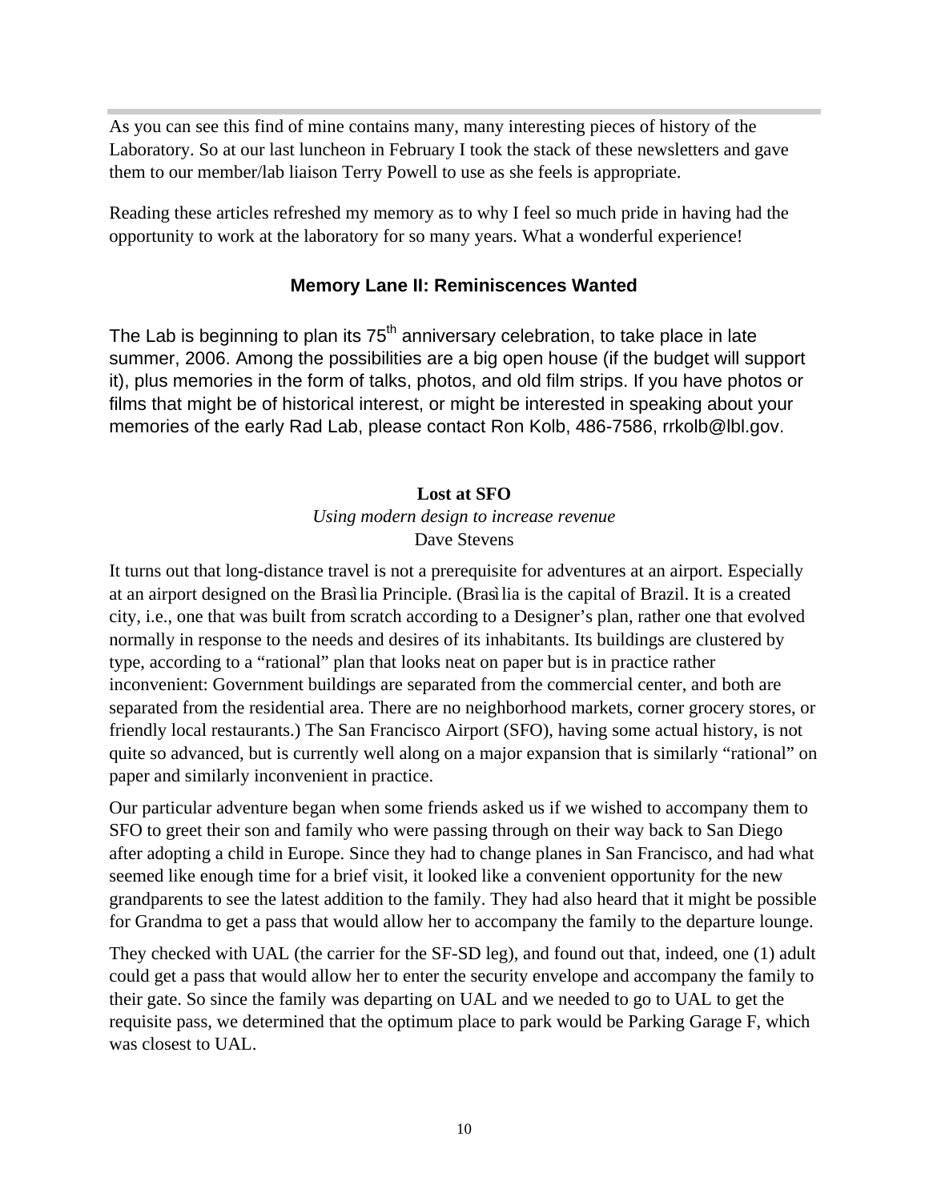As you can see this find of mine contains many, many interesting pieces of history of the Laboratory. So at our last luncheon in February I took the stack of these newsletters and gave them to our member/lab liaison Terry Powell to use as she feels is appropriate.

Reading these articles refreshed my memory as to why I feel so much pride in having had the opportunity to work at the laboratory for so many years. What a wonderful experience!

## Memory Lane II: Reminiscences Wanted

The Lab is beginning to plan its 75th anniversary celebration, to take place in late summer, 2006. Among the possibilities are a big open house (if the budget will support it), plus memories in the form of talks, photos, and old film strips. If you have photos or films that might be of historical interest, or might be interested in speaking about your memories of the early Rad Lab, please contact Ron Kolb, 486-7586, rrkolb@lbl.gov.

## Lost at SFO

*Using modern design to increase revenue*

Dave Stevens

It turns out that long-distance travel is not a prerequisite for adventures at an airport. Especially at an airport designed on the Brasìlia Principle. (Brasìlia is the capital of Brazil. It is a created city, i.e., one that was built from scratch according to a Designer's plan, rather one that evolved normally in response to the needs and desires of its inhabitants. Its buildings are clustered by type, according to a "rational" plan that looks neat on paper but is in practice rather inconvenient: Government buildings are separated from the commercial center, and both are separated from the residential area. There are no neighborhood markets, corner grocery stores, or friendly local restaurants.) The San Francisco Airport (SFO), having some actual history, is not quite so advanced, but is currently well along on a major expansion that is similarly "rational" on paper and similarly inconvenient in practice.

Our particular adventure began when some friends asked us if we wished to accompany them to SFO to greet their son and family who were passing through on their way back to San Diego after adopting a child in Europe. Since they had to change planes in San Francisco, and had what seemed like enough time for a brief visit, it looked like a convenient opportunity for the new grandparents to see the latest addition to the family. They had also heard that it might be possible for Grandma to get a pass that would allow her to accompany the family to the departure lounge.

They checked with UAL (the carrier for the SF-SD leg), and found out that, indeed, one (1) adult could get a pass that would allow her to enter the security envelope and accompany the family to their gate. So since the family was departing on UAL and we needed to go to UAL to get the requisite pass, we determined that the optimum place to park would be Parking Garage F, which was closest to UAL.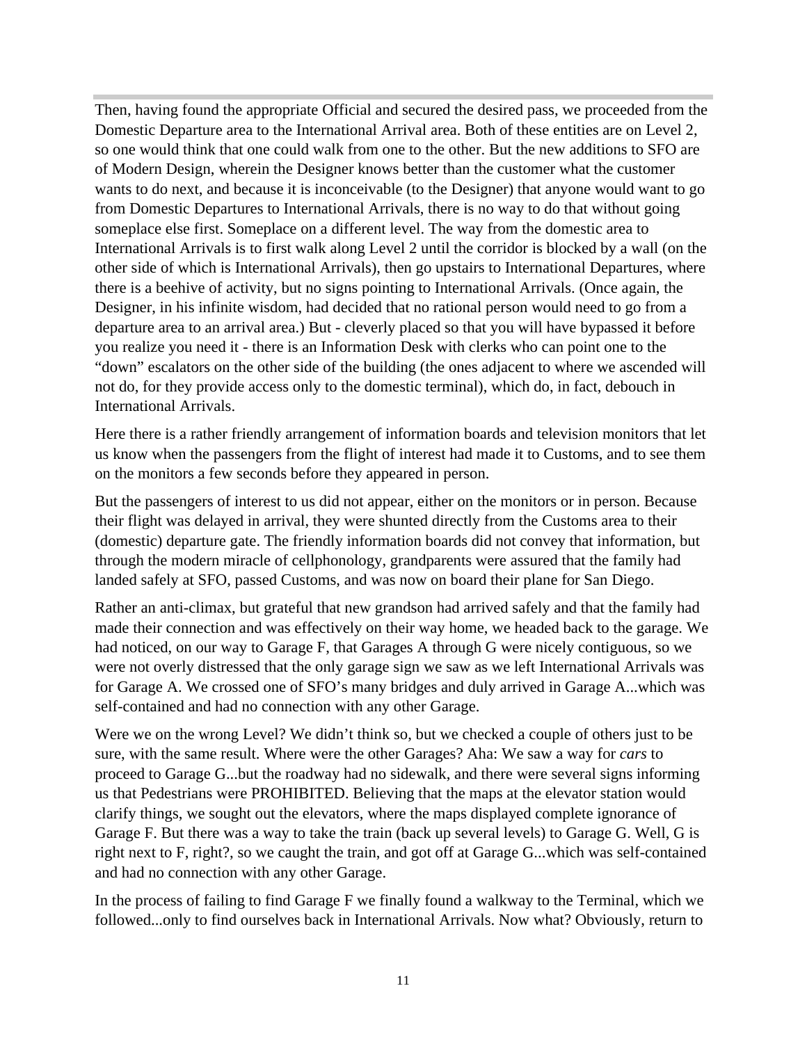Then, having found the appropriate Official and secured the desired pass, we proceeded from the Domestic Departure area to the International Arrival area. Both of these entities are on Level 2, so one would think that one could walk from one to the other. But the new additions to SFO are of Modern Design, wherein the Designer knows better than the customer what the customer wants to do next, and because it is inconceivable (to the Designer) that anyone would want to go from Domestic Departures to International Arrivals, there is no way to do that without going someplace else first. Someplace on a different level. The way from the domestic area to International Arrivals is to first walk along Level 2 until the corridor is blocked by a wall (on the other side of which is International Arrivals), then go upstairs to International Departures, where there is a beehive of activity, but no signs pointing to International Arrivals. (Once again, the Designer, in his infinite wisdom, had decided that no rational person would need to go from a departure area to an arrival area.) But - cleverly placed so that you will have bypassed it before you realize you need it - there is an Information Desk with clerks who can point one to the "down" escalators on the other side of the building (the ones adjacent to where we ascended will not do, for they provide access only to the domestic terminal), which do, in fact, debouch in International Arrivals.

Here there is a rather friendly arrangement of information boards and television monitors that let us know when the passengers from the flight of interest had made it to Customs, and to see them on the monitors a few seconds before they appeared in person.

But the passengers of interest to us did not appear, either on the monitors or in person. Because their flight was delayed in arrival, they were shunted directly from the Customs area to their (domestic) departure gate. The friendly information boards did not convey that information, but through the modern miracle of cellphonology, grandparents were assured that the family had landed safely at SFO, passed Customs, and was now on board their plane for San Diego.

Rather an anti-climax, but grateful that new grandson had arrived safely and that the family had made their connection and was effectively on their way home, we headed back to the garage. We had noticed, on our way to Garage F, that Garages A through G were nicely contiguous, so we were not overly distressed that the only garage sign we saw as we left International Arrivals was for Garage A. We crossed one of SFO's many bridges and duly arrived in Garage A...which was self-contained and had no connection with any other Garage.

Were we on the wrong Level? We didn't think so, but we checked a couple of others just to be sure, with the same result. Where were the other Garages? Aha: We saw a way for *cars* to proceed to Garage G...but the roadway had no sidewalk, and there were several signs informing us that Pedestrians were PROHIBITED. Believing that the maps at the elevator station would clarify things, we sought out the elevators, where the maps displayed complete ignorance of Garage F. But there was a way to take the train (back up several levels) to Garage G. Well, G is right next to F, right?, so we caught the train, and got off at Garage G...which was self-contained and had no connection with any other Garage.

In the process of failing to find Garage F we finally found a walkway to the Terminal, which we followed...only to find ourselves back in International Arrivals. Now what? Obviously, return to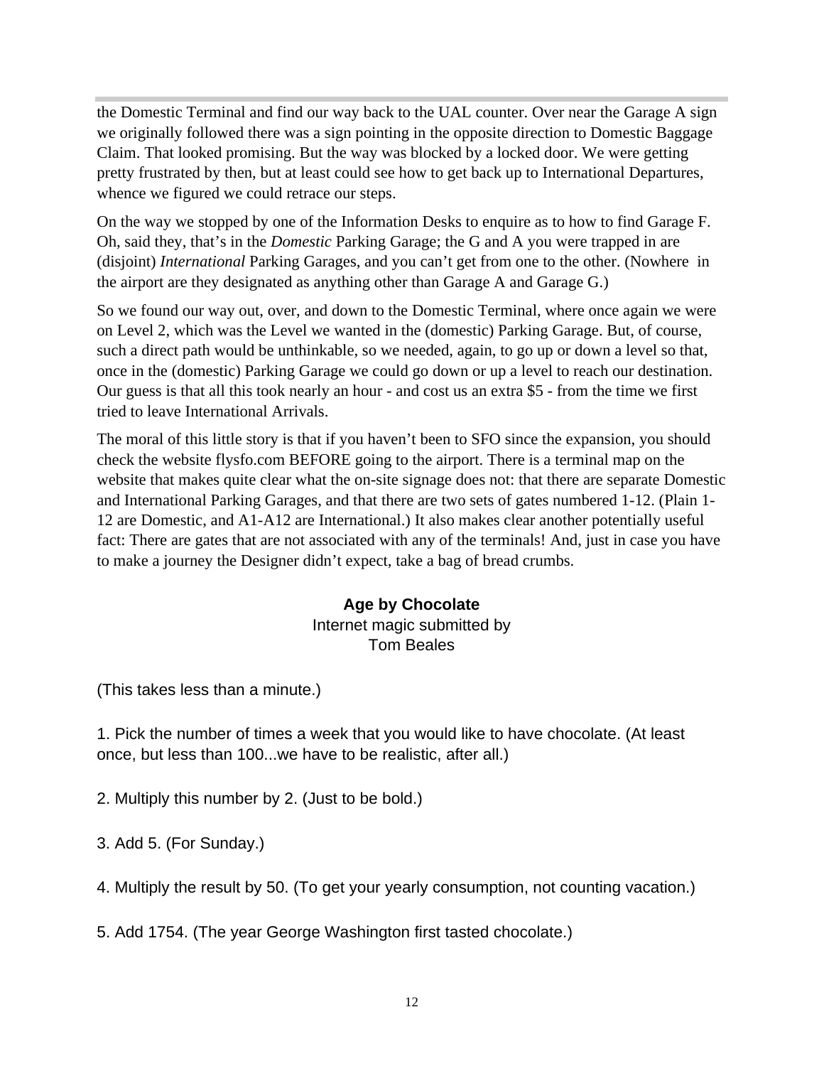the Domestic Terminal and find our way back to the UAL counter. Over near the Garage A sign we originally followed there was a sign pointing in the opposite direction to Domestic Baggage Claim. That looked promising. But the way was blocked by a locked door. We were getting pretty frustrated by then, but at least could see how to get back up to International Departures, whence we figured we could retrace our steps.

On the way we stopped by one of the Information Desks to enquire as to how to find Garage F. Oh, said they, that's in the *Domestic* Parking Garage; the G and A you were trapped in are (disjoint) *International* Parking Garages, and you can't get from one to the other. (Nowhere in the airport are they designated as anything other than Garage A and Garage G.)

So we found our way out, over, and down to the Domestic Terminal, where once again we were on Level 2, which was the Level we wanted in the (domestic) Parking Garage. But, of course, such a direct path would be unthinkable, so we needed, again, to go up or down a level so that, once in the (domestic) Parking Garage we could go down or up a level to reach our destination. Our guess is that all this took nearly an hour - and cost us an extra $5 - from the time we first tried to leave International Arrivals.

The moral of this little story is that if you haven't been to SFO since the expansion, you should check the website flysfo.com BEFORE going to the airport. There is a terminal map on the website that makes quite clear what the on-site signage does not: that there are separate Domestic and International Parking Garages, and that there are two sets of gates numbered 1-12. (Plain 1-12 are Domestic, and A1-A12 are International.) It also makes clear another potentially useful fact: There are gates that are not associated with any of the terminals! And, just in case you have to make a journey the Designer didn't expect, take a bag of bread crumbs.

## Age by Chocolate

Internet magic submitted by
Tom Beales

(This takes less than a minute.)

1. Pick the number of times a week that you would like to have chocolate. (At least once, but less than 100...we have to be realistic, after all.)

2. Multiply this number by 2. (Just to be bold.)

3. Add 5. (For Sunday.)

4. Multiply the result by 50. (To get your yearly consumption, not counting vacation.)

5. Add 1754. (The year George Washington first tasted chocolate.)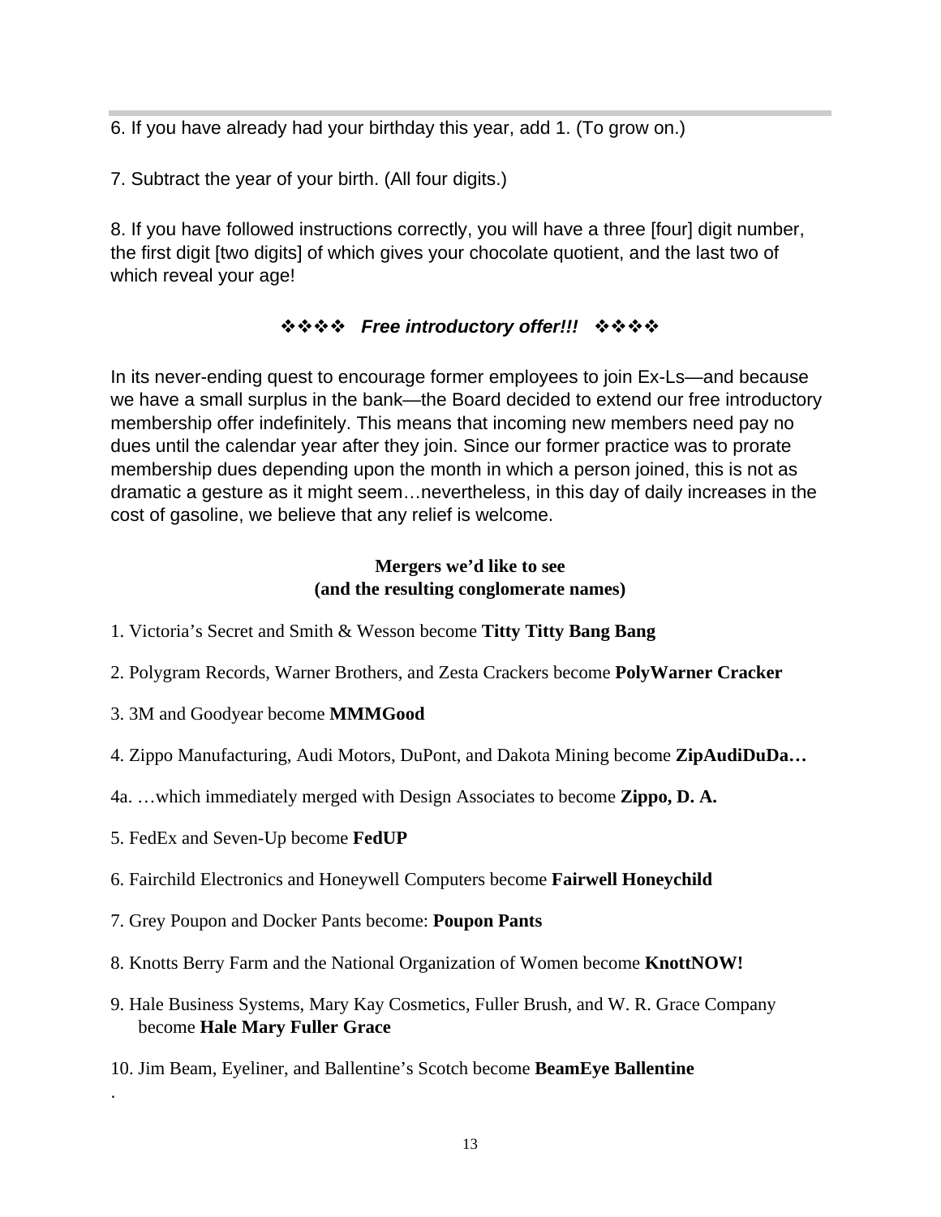6. If you have already had your birthday this year, add 1. (To grow on.)

7. Subtract the year of your birth. (All four digits.)

8. If you have followed instructions correctly, you will have a three [four] digit number, the first digit [two digits] of which gives your chocolate quotient, and the last two of which reveal your age!

## ❖❖❖❖ *Free introductory offer!!!* ❖❖❖❖

In its never-ending quest to encourage former employees to join Ex-Ls—and because we have a small surplus in the bank—the Board decided to extend our free introductory membership offer indefinitely. This means that incoming new members need pay no dues until the calendar year after they join. Since our former practice was to prorate membership dues depending upon the month in which a person joined, this is not as dramatic a gesture as it might seem…nevertheless, in this day of daily increases in the cost of gasoline, we believe that any relief is welcome.

## Mergers we'd like to see (and the resulting conglomerate names)

1. Victoria's Secret and Smith & Wesson become **Titty Titty Bang Bang**

2. Polygram Records, Warner Brothers, and Zesta Crackers become **PolyWarner Cracker**

3. 3M and Goodyear become **MMMGood**

4. Zippo Manufacturing, Audi Motors, DuPont, and Dakota Mining become **ZipAudiDuDa…**

4a. …which immediately merged with Design Associates to become **Zippo, D. A.**

5. FedEx and Seven-Up become **FedUP**

6. Fairchild Electronics and Honeywell Computers become **Fairwell Honeychild**

7. Grey Poupon and Docker Pants become: **Poupon Pants**

8. Knotts Berry Farm and the National Organization of Women become **KnottNOW!**

9. Hale Business Systems, Mary Kay Cosmetics, Fuller Brush, and W. R. Grace Company become **Hale Mary Fuller Grace**

10. Jim Beam, Eyeliner, and Ballentine's Scotch become **BeamEye Ballentine**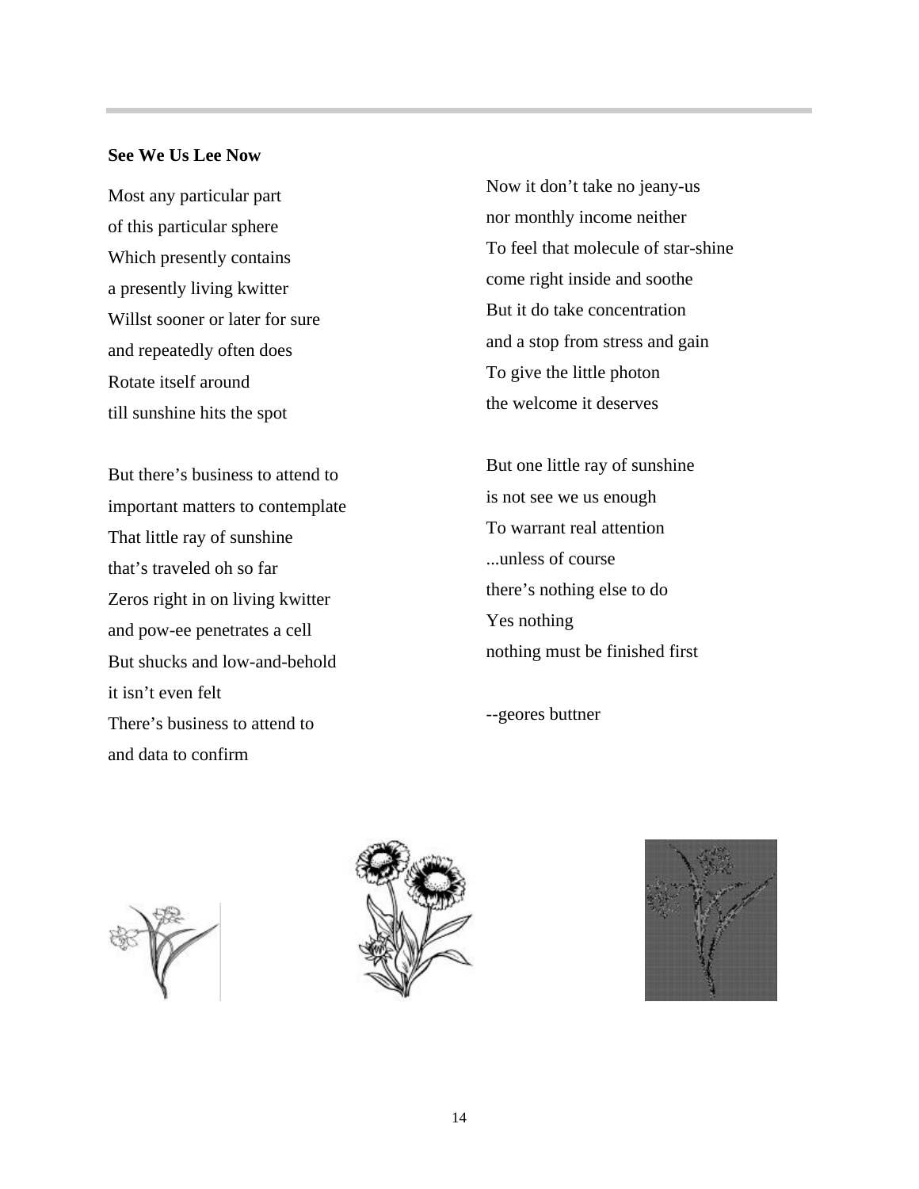**See We Us Lee Now**

Most any particular part
of this particular sphere
Which presently contains
a presently living kwitter
Willst sooner or later for sure
and repeatedly often does
Rotate itself around
till sunshine hits the spot

But there's business to attend to
important matters to contemplate
That little ray of sunshine
that's traveled oh so far
Zeros right in on living kwitter
and pow-ee penetrates a cell
But shucks and low-and-behold
it isn't even felt
There's business to attend to
and data to confirm

Now it don't take no jeany-us
nor monthly income neither
To feel that molecule of star-shine
come right inside and soothe
But it do take concentration
and a stop from stress and gain
To give the little photon
the welcome it deserves

But one little ray of sunshine
is not see we us enough
To warrant real attention
...unless of course
there's nothing else to do
Yes nothing
nothing must be finished first

--geores buttner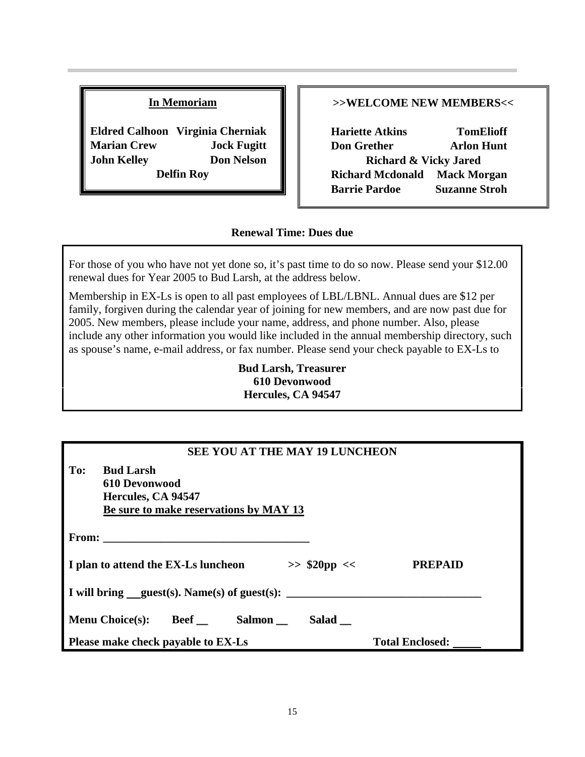## In Memoriam

**Eldred Calhoon** **Virginia Cherniak**
**Marian Crew** **Jock Fugitt**
**John Kelley** **Don Nelson**
**Delfin Roy**

## >>WELCOME NEW MEMBERS<<

**Hariette Atkins** **TomElioff**
**Don Grether** **Arlon Hunt**
**Richard & Vicky Jared**
**Richard Mcdonald** **Mack Morgan**
**Barrie Pardoe** **Suzanne Stroh**

## Renewal Time: Dues due

For those of you who have not yet done so, it's past time to do so now. Please send your $12.00 renewal dues for Year 2005 to Bud Larsh, at the address below.

Membership in EX-Ls is open to all past employees of LBL/LBNL. Annual dues are $12 per family, forgiven during the calendar year of joining for new members, and are now past due for 2005. New members, please include your name, address, and phone number. Also, please include any other information you would like included in the annual membership directory, such as spouse's name, e-mail address, or fax number. Please send your check payable to EX-Ls to

**Bud Larsh, Treasurer**
**610 Devonwood**
**Hercules, CA 94547**

## SEE YOU AT THE MAY 19 LUNCHEON

**To: Bud Larsh**
**610 Devonwood**
**Hercules, CA 94547**
**Be sure to make reservations by MAY 13**

**From: ____________________________________**

**I plan to attend the EX-Ls luncheon >> $20pp << PREPAID**

**I will bring __guest(s). Name(s) of guest(s): _________________________________**

**Menu Choice(s): Beef __ Salmon __ Salad __**

**Please make check payable to EX-Ls** **Total Enclosed: _____**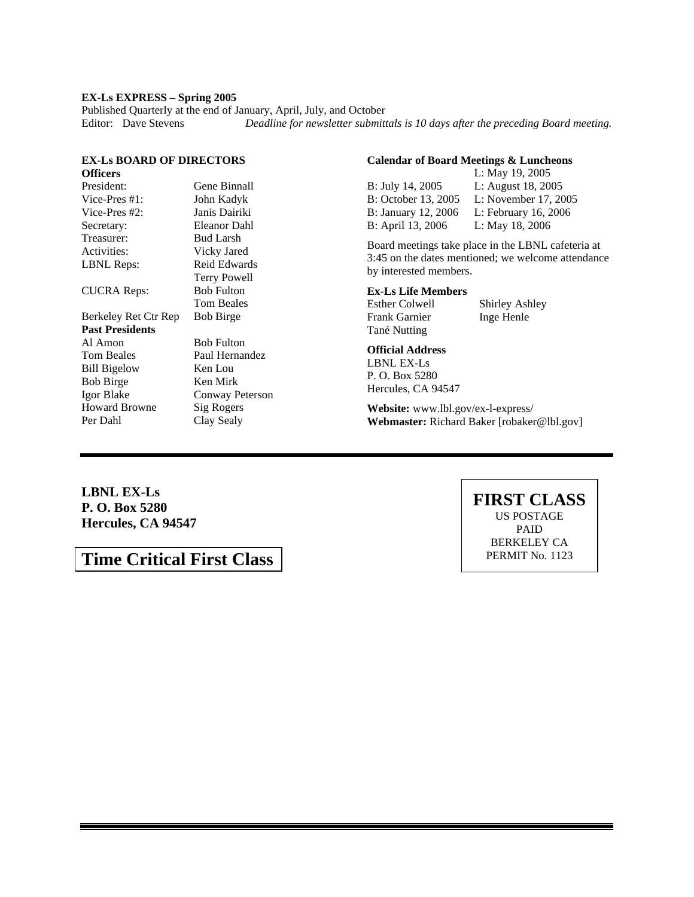**EX-Ls EXPRESS – Spring 2005**

Published Quarterly at the end of January, April, July, and October

Editor: Dave Stevens *Deadline for newsletter submittals is 10 days after the preceding Board meeting.*

**EX-Ls BOARD OF DIRECTORS**

**Officers**

| | |
|---|---|
| President: | Gene Binnall |
| Vice-Pres #1: | John Kadyk |
| Vice-Pres #2: | Janis Dairiki |
| Secretary: | Eleanor Dahl |
| Treasurer: | Bud Larsh |
| Activities: | Vicky Jared |
| LBNL Reps: | Reid Edwards |
| | Terry Powell |
| CUCRA Reps: | Bob Fulton |
| | Tom Beales |
| Berkeley Ret Ctr Rep | Bob Birge |

**Past Presidents**

| | |
|---|---|
| Al Amon | Bob Fulton |
| Tom Beales | Paul Hernandez |
| Bill Bigelow | Ken Lou |
| Bob Birge | Ken Mirk |
| Igor Blake | Conway Peterson |
| Howard Browne | Sig Rogers |
| Per Dahl | Clay Sealy |

**Calendar of Board Meetings & Luncheons**

| | |
|---|---|
| | L: May 19, 2005 |
| B: July 14, 2005 | L: August 18, 2005 |
| B: October 13, 2005 | L: November 17, 2005 |
| B: January 12, 2006 | L: February 16, 2006 |
| B: April 13, 2006 | L: May 18, 2006 |

Board meetings take place in the LBNL cafeteria at 3:45 on the dates mentioned; we welcome attendance by interested members.

**Ex-Ls Life Members**

| | |
|---|---|
| Esther Colwell | Shirley Ashley |
| Frank Garnier | Inge Henle |
| Tané Nutting | |

**Official Address**

LBNL EX-Ls
P. O. Box 5280
Hercules, CA 94547

**Website:** www.lbl.gov/ex-l-express/
**Webmaster:** Richard Baker [robaker@lbl.gov]

---

**LBNL EX-Ls**
**P. O. Box 5280**
**Hercules, CA 94547**

**Time Critical First Class**

**FIRST CLASS**
US POSTAGE
PAID
BERKELEY CA
PERMIT No. 1123